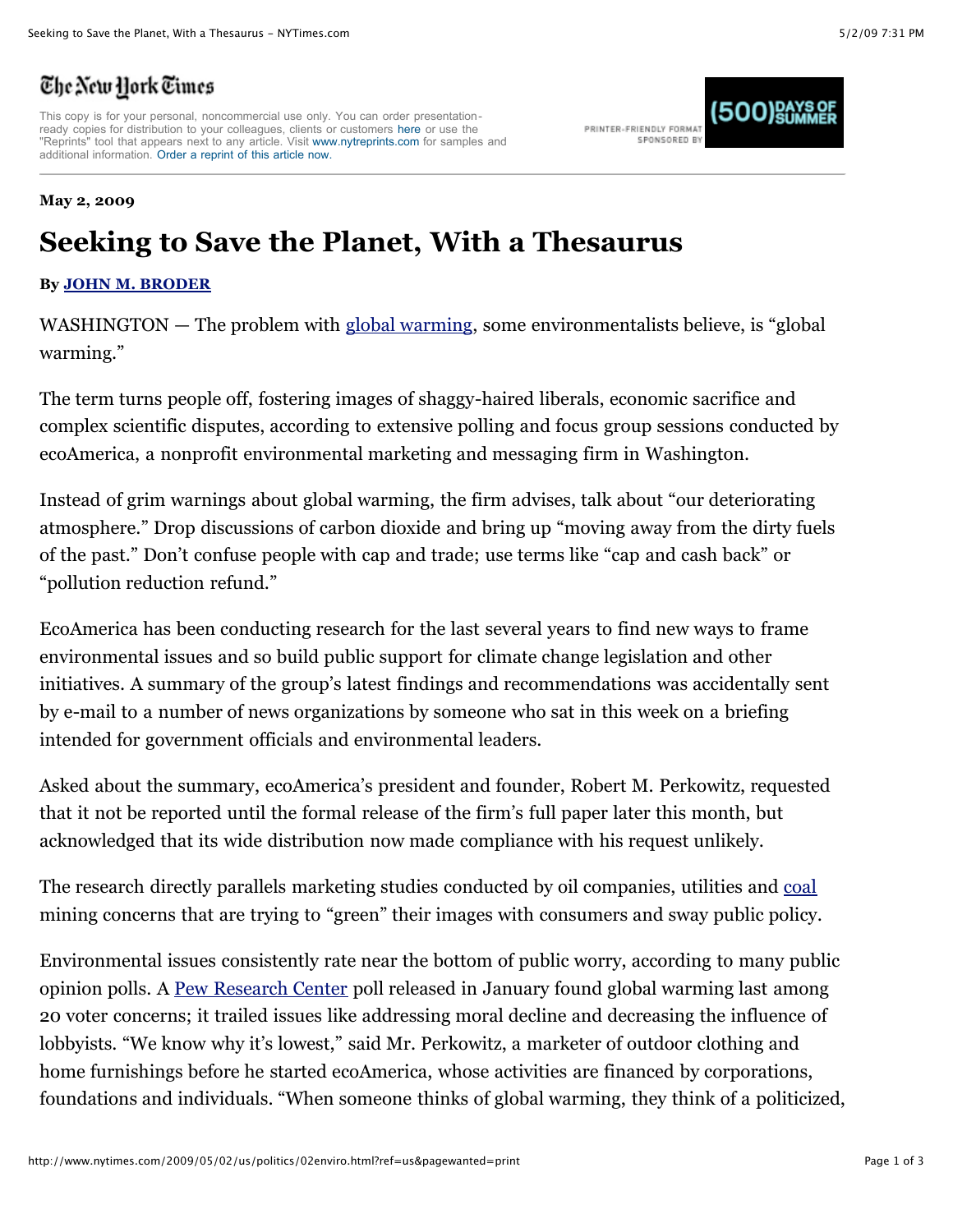The New York Times

This copy is for your personal, noncommercial use only. You can order presentation-ready copies for distribution to your colleagues, clients or customers here or use the "Reprints" tool that appears next to any article. Visit www.nytreprints.com for samples and additional information. Order a reprint of this article now.

PRINTER-FRIENDLY FORMAT SPONSORED BY

**May 2, 2009**

# Seeking to Save the Planet, With a Thesaurus

**By JOHN M. BRODER**

WASHINGTON — The problem with global warming, some environmentalists believe, is "global warming."

The term turns people off, fostering images of shaggy-haired liberals, economic sacrifice and complex scientific disputes, according to extensive polling and focus group sessions conducted by ecoAmerica, a nonprofit environmental marketing and messaging firm in Washington.

Instead of grim warnings about global warming, the firm advises, talk about "our deteriorating atmosphere." Drop discussions of carbon dioxide and bring up "moving away from the dirty fuels of the past." Don't confuse people with cap and trade; use terms like "cap and cash back" or "pollution reduction refund."

EcoAmerica has been conducting research for the last several years to find new ways to frame environmental issues and so build public support for climate change legislation and other initiatives. A summary of the group's latest findings and recommendations was accidentally sent by e-mail to a number of news organizations by someone who sat in this week on a briefing intended for government officials and environmental leaders.

Asked about the summary, ecoAmerica's president and founder, Robert M. Perkowitz, requested that it not be reported until the formal release of the firm's full paper later this month, but acknowledged that its wide distribution now made compliance with his request unlikely.

The research directly parallels marketing studies conducted by oil companies, utilities and coal mining concerns that are trying to "green" their images with consumers and sway public policy.

Environmental issues consistently rate near the bottom of public worry, according to many public opinion polls. A Pew Research Center poll released in January found global warming last among 20 voter concerns; it trailed issues like addressing moral decline and decreasing the influence of lobbyists. "We know why it's lowest," said Mr. Perkowitz, a marketer of outdoor clothing and home furnishings before he started ecoAmerica, whose activities are financed by corporations, foundations and individuals. "When someone thinks of global warming, they think of a politicized,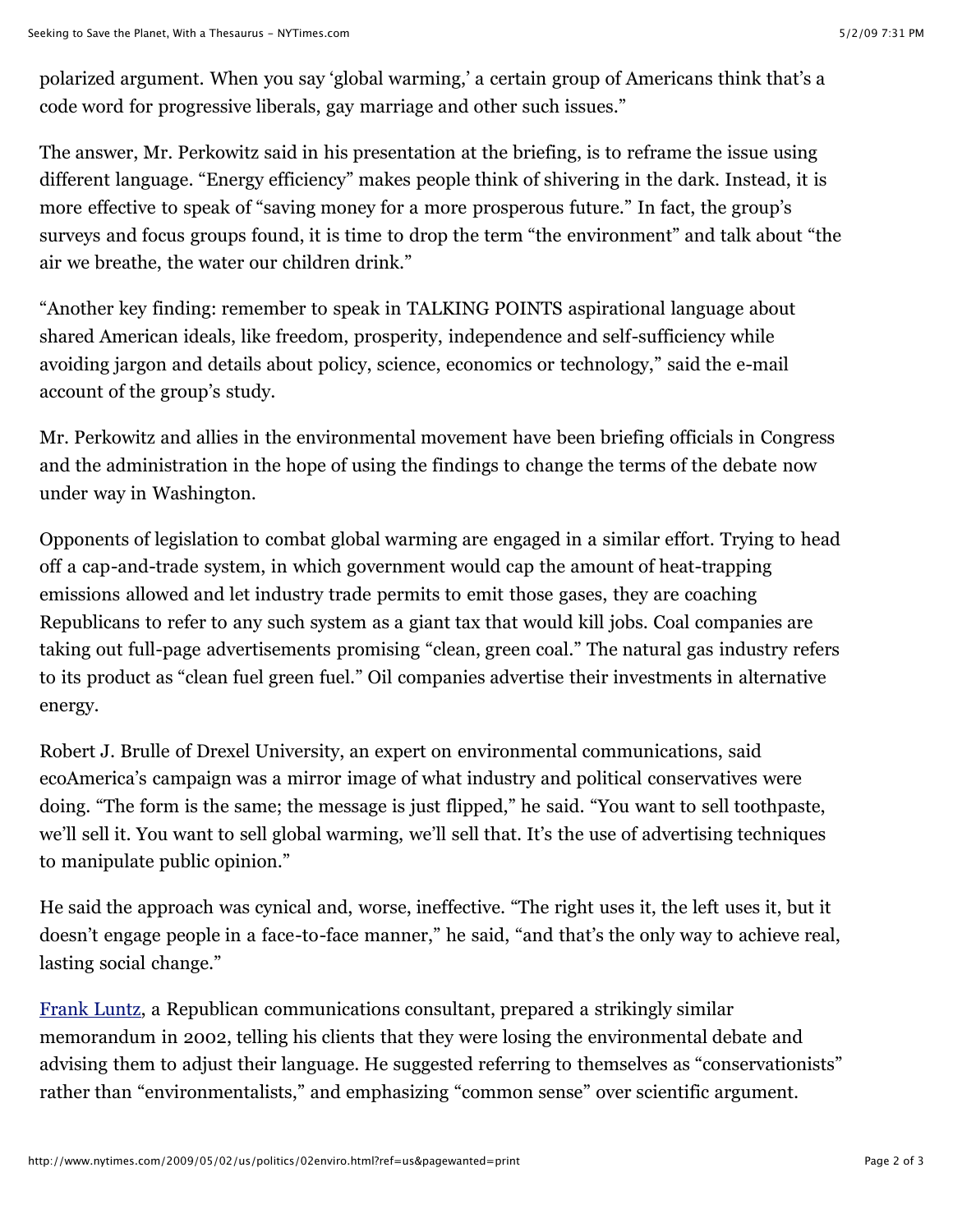polarized argument. When you say 'global warming,' a certain group of Americans think that's a code word for progressive liberals, gay marriage and other such issues."

The answer, Mr. Perkowitz said in his presentation at the briefing, is to reframe the issue using different language. "Energy efficiency" makes people think of shivering in the dark. Instead, it is more effective to speak of "saving money for a more prosperous future." In fact, the group's surveys and focus groups found, it is time to drop the term "the environment" and talk about "the air we breathe, the water our children drink."

"Another key finding: remember to speak in TALKING POINTS aspirational language about shared American ideals, like freedom, prosperity, independence and self-sufficiency while avoiding jargon and details about policy, science, economics or technology," said the e-mail account of the group's study.

Mr. Perkowitz and allies in the environmental movement have been briefing officials in Congress and the administration in the hope of using the findings to change the terms of the debate now under way in Washington.

Opponents of legislation to combat global warming are engaged in a similar effort. Trying to head off a cap-and-trade system, in which government would cap the amount of heat-trapping emissions allowed and let industry trade permits to emit those gases, they are coaching Republicans to refer to any such system as a giant tax that would kill jobs. Coal companies are taking out full-page advertisements promising "clean, green coal." The natural gas industry refers to its product as "clean fuel green fuel." Oil companies advertise their investments in alternative energy.

Robert J. Brulle of Drexel University, an expert on environmental communications, said ecoAmerica's campaign was a mirror image of what industry and political conservatives were doing. "The form is the same; the message is just flipped," he said. "You want to sell toothpaste, we'll sell it. You want to sell global warming, we'll sell that. It's the use of advertising techniques to manipulate public opinion."

He said the approach was cynical and, worse, ineffective. "The right uses it, the left uses it, but it doesn't engage people in a face-to-face manner," he said, "and that's the only way to achieve real, lasting social change."

Frank Luntz, a Republican communications consultant, prepared a strikingly similar memorandum in 2002, telling his clients that they were losing the environmental debate and advising them to adjust their language. He suggested referring to themselves as "conservationists" rather than "environmentalists," and emphasizing "common sense" over scientific argument.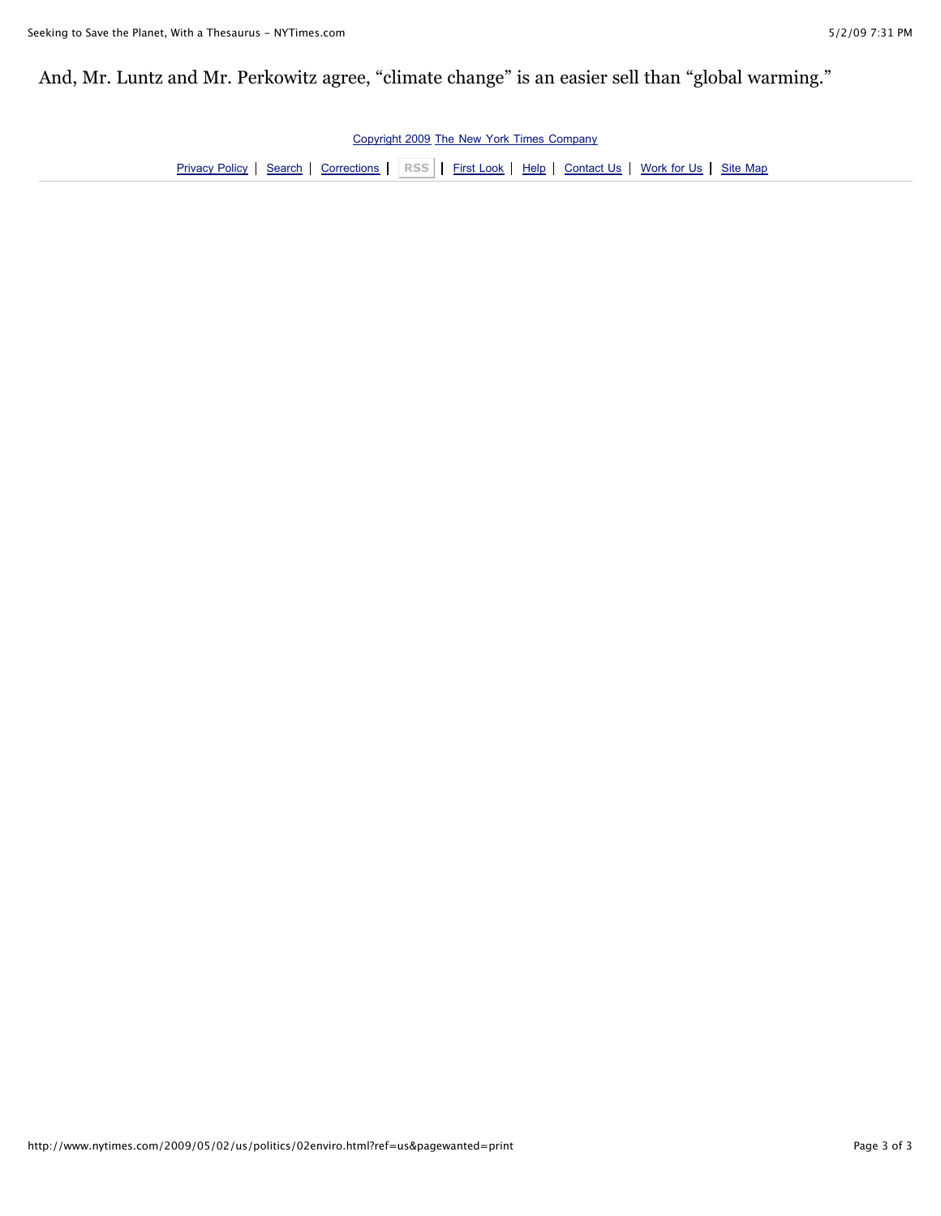And, Mr. Luntz and Mr. Perkowitz agree, "climate change" is an easier sell than "global warming."

Copyright 2009 The New York Times Company

Privacy Policy | Search | Corrections | RSS | First Look | Help | Contact Us | Work for Us | Site Map